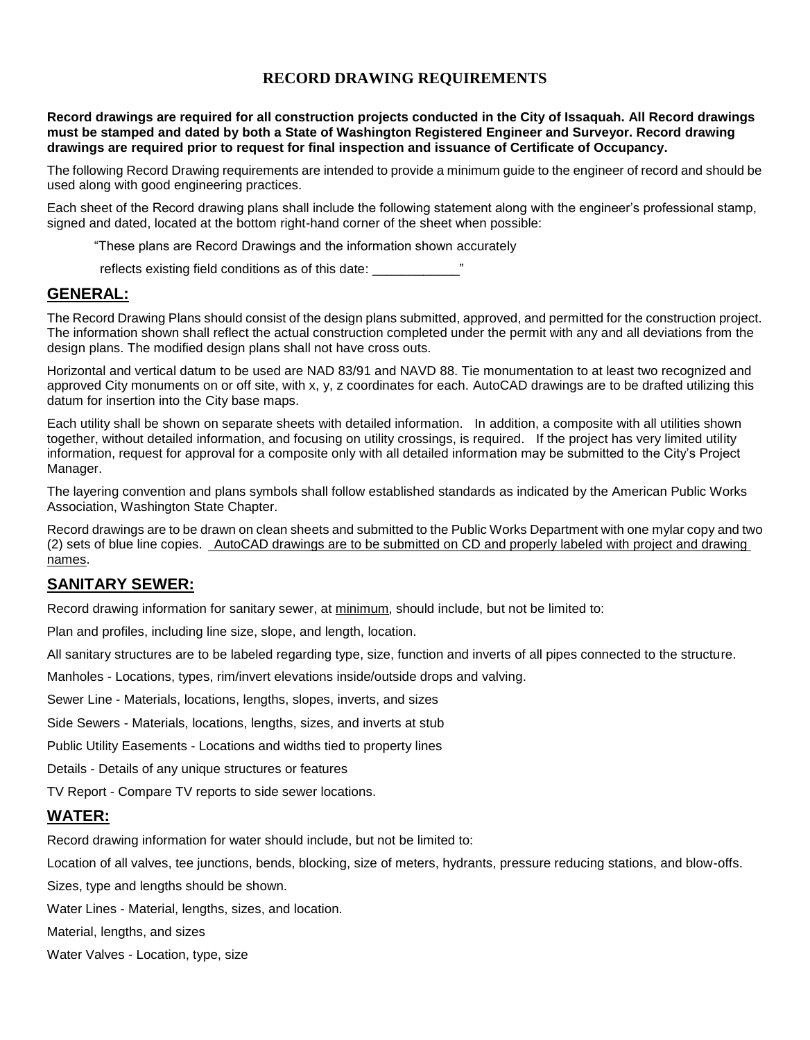# RECORD DRAWING REQUIREMENTS

**Record drawings are required for all construction projects conducted in the City of Issaquah. All Record drawings must be stamped and dated by both a State of Washington Registered Engineer and Surveyor. Record drawing drawings are required prior to request for final inspection and issuance of Certificate of Occupancy.**

The following Record Drawing requirements are intended to provide a minimum guide to the engineer of record and should be used along with good engineering practices.

Each sheet of the Record drawing plans shall include the following statement along with the engineer's professional stamp, signed and dated, located at the bottom right-hand corner of the sheet when possible:

> "These plans are Record Drawings and the information shown accurately
> reflects existing field conditions as of this date: ____________"

## GENERAL:

The Record Drawing Plans should consist of the design plans submitted, approved, and permitted for the construction project. The information shown shall reflect the actual construction completed under the permit with any and all deviations from the design plans. The modified design plans shall not have cross outs.

Horizontal and vertical datum to be used are NAD 83/91 and NAVD 88. Tie monumentation to at least two recognized and approved City monuments on or off site, with x, y, z coordinates for each. AutoCAD drawings are to be drafted utilizing this datum for insertion into the City base maps.

Each utility shall be shown on separate sheets with detailed information. In addition, a composite with all utilities shown together, without detailed information, and focusing on utility crossings, is required. If the project has very limited utility information, request for approval for a composite only with all detailed information may be submitted to the City's Project Manager.

The layering convention and plans symbols shall follow established standards as indicated by the American Public Works Association, Washington State Chapter.

Record drawings are to be drawn on clean sheets and submitted to the Public Works Department with one mylar copy and two (2) sets of blue line copies. <u>AutoCAD drawings are to be submitted on CD and properly labeled with project and drawing names</u>.

## SANITARY SEWER:

Record drawing information for sanitary sewer, at <u>minimum</u>, should include, but not be limited to:

Plan and profiles, including line size, slope, and length, location.

All sanitary structures are to be labeled regarding type, size, function and inverts of all pipes connected to the structure.

Manholes - Locations, types, rim/invert elevations inside/outside drops and valving.

Sewer Line - Materials, locations, lengths, slopes, inverts, and sizes

Side Sewers - Materials, locations, lengths, sizes, and inverts at stub

Public Utility Easements - Locations and widths tied to property lines

Details - Details of any unique structures or features

TV Report - Compare TV reports to side sewer locations.

## WATER:

Record drawing information for water should include, but not be limited to:

Location of all valves, tee junctions, bends, blocking, size of meters, hydrants, pressure reducing stations, and blow-offs.

Sizes, type and lengths should be shown.

Water Lines - Material, lengths, sizes, and location.

Material, lengths, and sizes

Water Valves - Location, type, size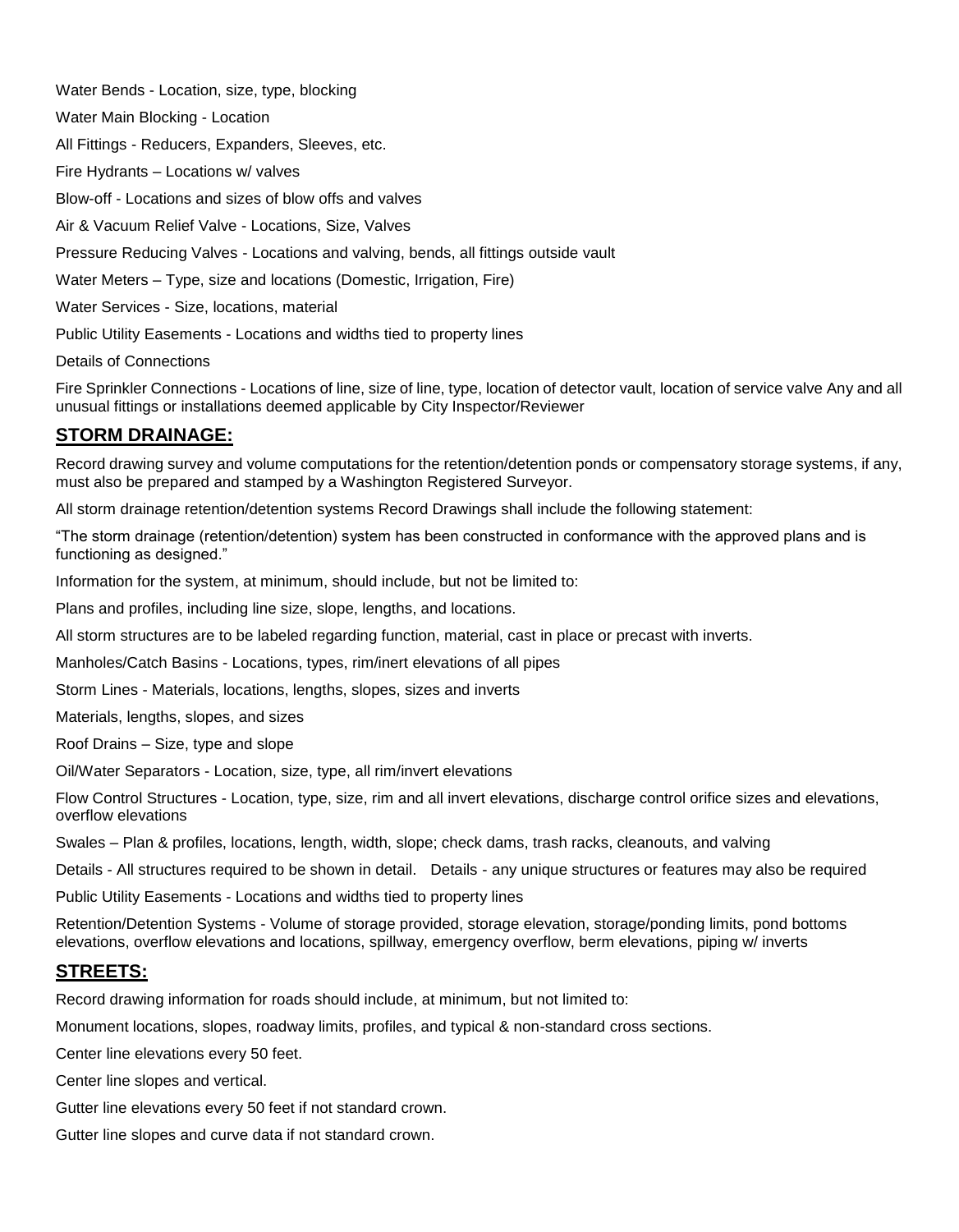Water Bends - Location, size, type, blocking

Water Main Blocking - Location

All Fittings - Reducers, Expanders, Sleeves, etc.

Fire Hydrants – Locations w/ valves

Blow-off - Locations and sizes of blow offs and valves

Air & Vacuum Relief Valve - Locations, Size, Valves

Pressure Reducing Valves - Locations and valving, bends, all fittings outside vault

Water Meters – Type, size and locations (Domestic, Irrigation, Fire)

Water Services - Size, locations, material

Public Utility Easements - Locations and widths tied to property lines

Details of Connections

Fire Sprinkler Connections - Locations of line, size of line, type, location of detector vault, location of service valve Any and all unusual fittings or installations deemed applicable by City Inspector/Reviewer

## STORM DRAINAGE:

Record drawing survey and volume computations for the retention/detention ponds or compensatory storage systems, if any, must also be prepared and stamped by a Washington Registered Surveyor.

All storm drainage retention/detention systems Record Drawings shall include the following statement:

"The storm drainage (retention/detention) system has been constructed in conformance with the approved plans and is functioning as designed."

Information for the system, at minimum, should include, but not be limited to:

Plans and profiles, including line size, slope, lengths, and locations.

All storm structures are to be labeled regarding function, material, cast in place or precast with inverts.

Manholes/Catch Basins - Locations, types, rim/inert elevations of all pipes

Storm Lines - Materials, locations, lengths, slopes, sizes and inverts

Materials, lengths, slopes, and sizes

Roof Drains – Size, type and slope

Oil/Water Separators - Location, size, type, all rim/invert elevations

Flow Control Structures - Location, type, size, rim and all invert elevations, discharge control orifice sizes and elevations, overflow elevations

Swales – Plan & profiles, locations, length, width, slope; check dams, trash racks, cleanouts, and valving

Details - All structures required to be shown in detail. Details - any unique structures or features may also be required

Public Utility Easements - Locations and widths tied to property lines

Retention/Detention Systems - Volume of storage provided, storage elevation, storage/ponding limits, pond bottoms elevations, overflow elevations and locations, spillway, emergency overflow, berm elevations, piping w/ inverts

## STREETS:

Record drawing information for roads should include, at minimum, but not limited to:

Monument locations, slopes, roadway limits, profiles, and typical & non-standard cross sections.

Center line elevations every 50 feet.

Center line slopes and vertical.

Gutter line elevations every 50 feet if not standard crown.

Gutter line slopes and curve data if not standard crown.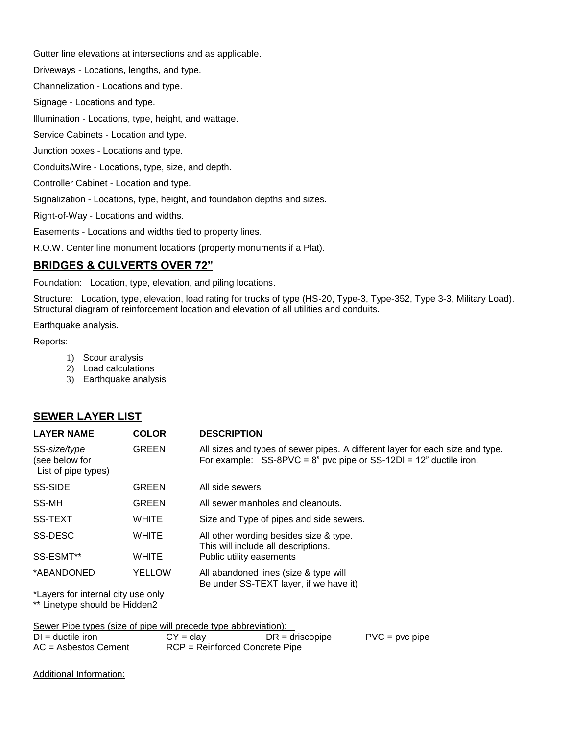Gutter line elevations at intersections and as applicable.

Driveways - Locations, lengths, and type.

Channelization - Locations and type.

Signage - Locations and type.

Illumination - Locations, type, height, and wattage.

Service Cabinets - Location and type.

Junction boxes - Locations and type.

Conduits/Wire - Locations, type, size, and depth.

Controller Cabinet - Location and type.

Signalization - Locations, type, height, and foundation depths and sizes.

Right-of-Way - Locations and widths.

Easements - Locations and widths tied to property lines.

R.O.W. Center line monument locations (property monuments if a Plat).

## BRIDGES & CULVERTS OVER 72"

Foundation: Location, type, elevation, and piling locations.

Structure: Location, type, elevation, load rating for trucks of type (HS-20, Type-3, Type-352, Type 3-3, Military Load). Structural diagram of reinforcement location and elevation of all utilities and conduits.

Earthquake analysis.

Reports:

1) Scour analysis
2) Load calculations
3) Earthquake analysis

## SEWER LAYER LIST

| LAYER NAME | COLOR | DESCRIPTION |
|---|---|---|
| SS-*size/type* (see below for List of pipe types) | GREEN | All sizes and types of sewer pipes. A different layer for each size and type. For example: SS-8PVC = 8" pvc pipe or SS-12DI = 12" ductile iron. |
| SS-SIDE | GREEN | All side sewers |
| SS-MH | GREEN | All sewer manholes and cleanouts. |
| SS-TEXT | WHITE | Size and Type of pipes and side sewers. |
| SS-DESC | WHITE | All other wording besides size & type. This will include all descriptions. |
| SS-ESMT** | WHITE | Public utility easements |
| *ABANDONED | YELLOW | All abandoned lines (size & type will Be under SS-TEXT layer, if we have it) |

*Layers for internal city use only
** Linetype should be Hidden2

Sewer Pipe types (size of pipe will precede type abbreviation):

DI = ductile iron CY = clay DR = driscopipe PVC = pvc pipe
AC = Asbestos Cement RCP = Reinforced Concrete Pipe

Additional Information: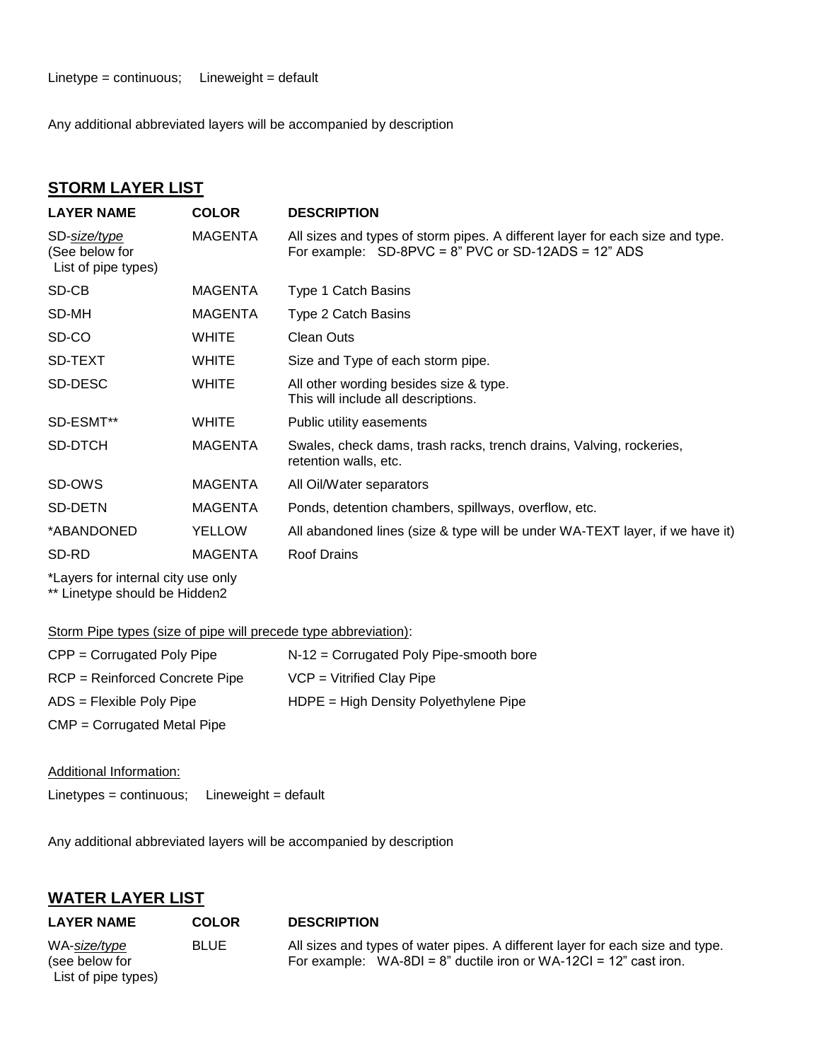Linetype = continuous; Lineweight = default

Any additional abbreviated layers will be accompanied by description

## STORM LAYER LIST

| LAYER NAME | COLOR | DESCRIPTION |
| --- | --- | --- |
| SD-*size/type* (See below for List of pipe types) | MAGENTA | All sizes and types of storm pipes. A different layer for each size and type. For example: SD-8PVC = 8" PVC or SD-12ADS = 12" ADS |
| SD-CB | MAGENTA | Type 1 Catch Basins |
| SD-MH | MAGENTA | Type 2 Catch Basins |
| SD-CO | WHITE | Clean Outs |
| SD-TEXT | WHITE | Size and Type of each storm pipe. |
| SD-DESC | WHITE | All other wording besides size & type. This will include all descriptions. |
| SD-ESMT** | WHITE | Public utility easements |
| SD-DTCH | MAGENTA | Swales, check dams, trash racks, trench drains, Valving, rockeries, retention walls, etc. |
| SD-OWS | MAGENTA | All Oil/Water separators |
| SD-DETN | MAGENTA | Ponds, detention chambers, spillways, overflow, etc. |
| *ABANDONED | YELLOW | All abandoned lines (size & type will be under WA-TEXT layer, if we have it) |
| SD-RD | MAGENTA | Roof Drains |

*Layers for internal city use only
** Linetype should be Hidden2

Storm Pipe types (size of pipe will precede type abbreviation):

| | |
| --- | --- |
| CPP = Corrugated Poly Pipe | N-12 = Corrugated Poly Pipe-smooth bore |
| RCP = Reinforced Concrete Pipe | VCP = Vitrified Clay Pipe |
| ADS = Flexible Poly Pipe | HDPE = High Density Polyethylene Pipe |
| CMP = Corrugated Metal Pipe | |

Additional Information:

Linetypes = continuous; Lineweight = default

Any additional abbreviated layers will be accompanied by description

## WATER LAYER LIST

| LAYER NAME | COLOR | DESCRIPTION |
| --- | --- | --- |
| WA-*size/type* (see below for List of pipe types) | BLUE | All sizes and types of water pipes. A different layer for each size and type. For example: WA-8DI = 8" ductile iron or WA-12CI = 12" cast iron. |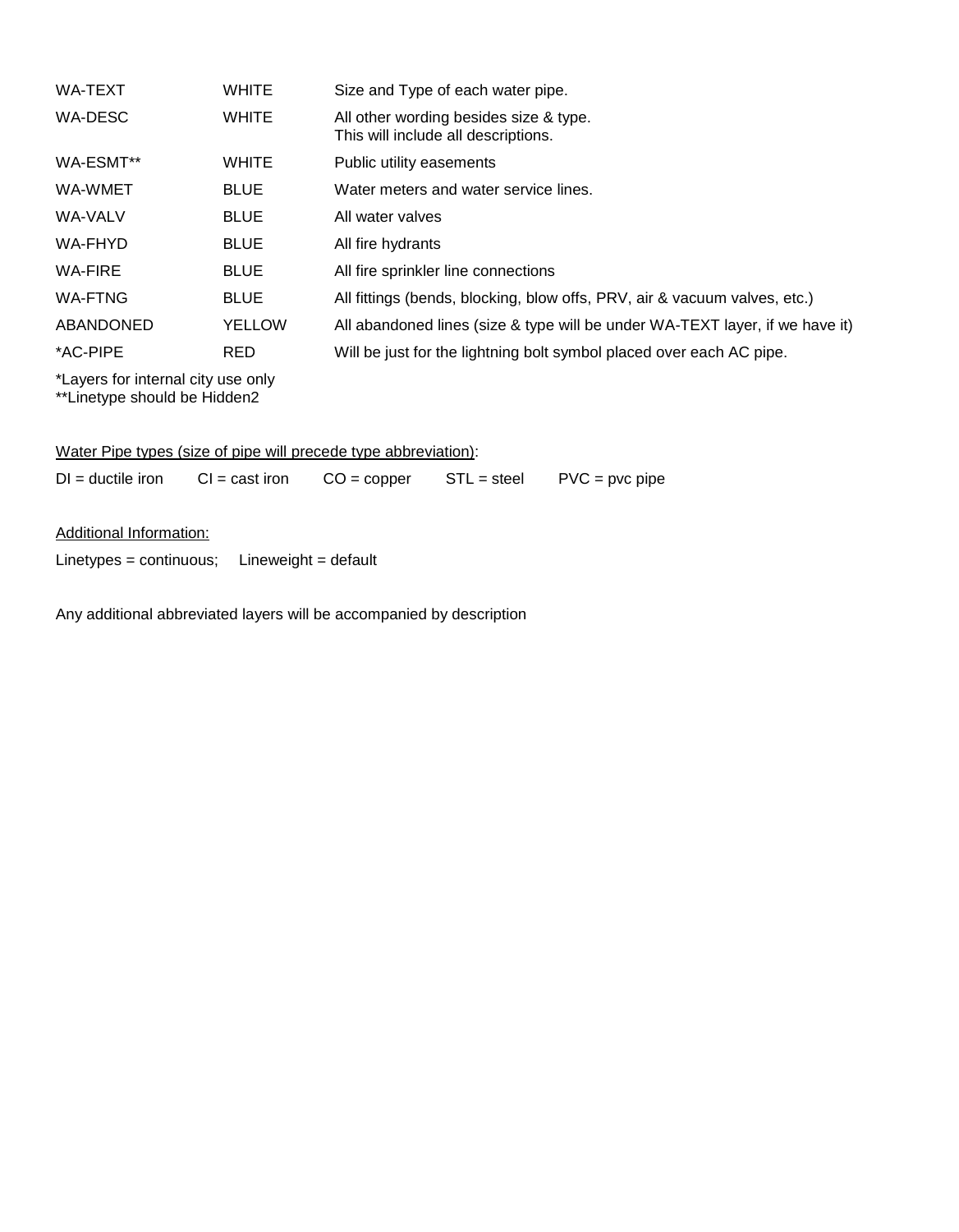| | | |
|---|---|---|
| WA-TEXT | WHITE | Size and Type of each water pipe. |
| WA-DESC | WHITE | All other wording besides size & type. This will include all descriptions. |
| WA-ESMT** | WHITE | Public utility easements |
| WA-WMET | BLUE | Water meters and water service lines. |
| WA-VALV | BLUE | All water valves |
| WA-FHYD | BLUE | All fire hydrants |
| WA-FIRE | BLUE | All fire sprinkler line connections |
| WA-FTNG | BLUE | All fittings (bends, blocking, blow offs, PRV, air & vacuum valves, etc.) |
| ABANDONED | YELLOW | All abandoned lines (size & type will be under WA-TEXT layer, if we have it) |
| *AC-PIPE | RED | Will be just for the lightning bolt symbol placed over each AC pipe. |

*Layers for internal city use only
**Linetype should be Hidden2

<u>Water Pipe types (size of pipe will precede type abbreviation)</u>:

DI = ductile iron    CI = cast iron    CO = copper    STL = steel    PVC = pvc pipe

<u>Additional Information:</u>

Linetypes = continuous;    Lineweight = default

Any additional abbreviated layers will be accompanied by description